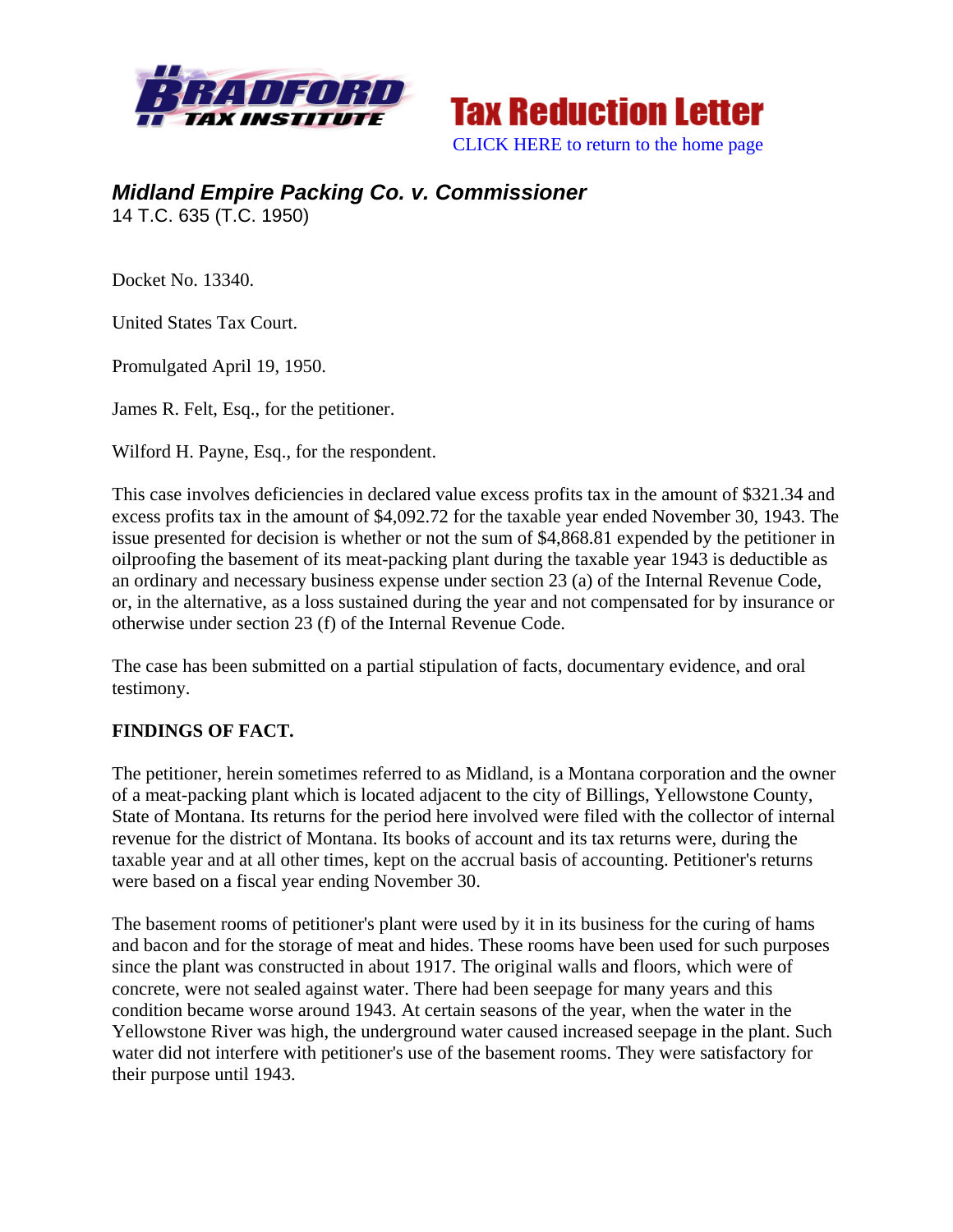**Tax Reduction Letter**

CLICK HERE to return to the home page

# *Midland Empire Packing Co. v. Commissioner*

14 T.C. 635 (T.C. 1950)

Docket No. 13340.

United States Tax Court.

Promulgated April 19, 1950.

James R. Felt, Esq., for the petitioner.

Wilford H. Payne, Esq., for the respondent.

This case involves deficiencies in declared value excess profits tax in the amount of $321.34 and excess profits tax in the amount of $4,092.72 for the taxable year ended November 30, 1943. The issue presented for decision is whether or not the sum of $4,868.81 expended by the petitioner in oilproofing the basement of its meat-packing plant during the taxable year 1943 is deductible as an ordinary and necessary business expense under section 23 (a) of the Internal Revenue Code, or, in the alternative, as a loss sustained during the year and not compensated for by insurance or otherwise under section 23 (f) of the Internal Revenue Code.

The case has been submitted on a partial stipulation of facts, documentary evidence, and oral testimony.

## FINDINGS OF FACT.

The petitioner, herein sometimes referred to as Midland, is a Montana corporation and the owner of a meat-packing plant which is located adjacent to the city of Billings, Yellowstone County, State of Montana. Its returns for the period here involved were filed with the collector of internal revenue for the district of Montana. Its books of account and its tax returns were, during the taxable year and at all other times, kept on the accrual basis of accounting. Petitioner's returns were based on a fiscal year ending November 30.

The basement rooms of petitioner's plant were used by it in its business for the curing of hams and bacon and for the storage of meat and hides. These rooms have been used for such purposes since the plant was constructed in about 1917. The original walls and floors, which were of concrete, were not sealed against water. There had been seepage for many years and this condition became worse around 1943. At certain seasons of the year, when the water in the Yellowstone River was high, the underground water caused increased seepage in the plant. Such water did not interfere with petitioner's use of the basement rooms. They were satisfactory for their purpose until 1943.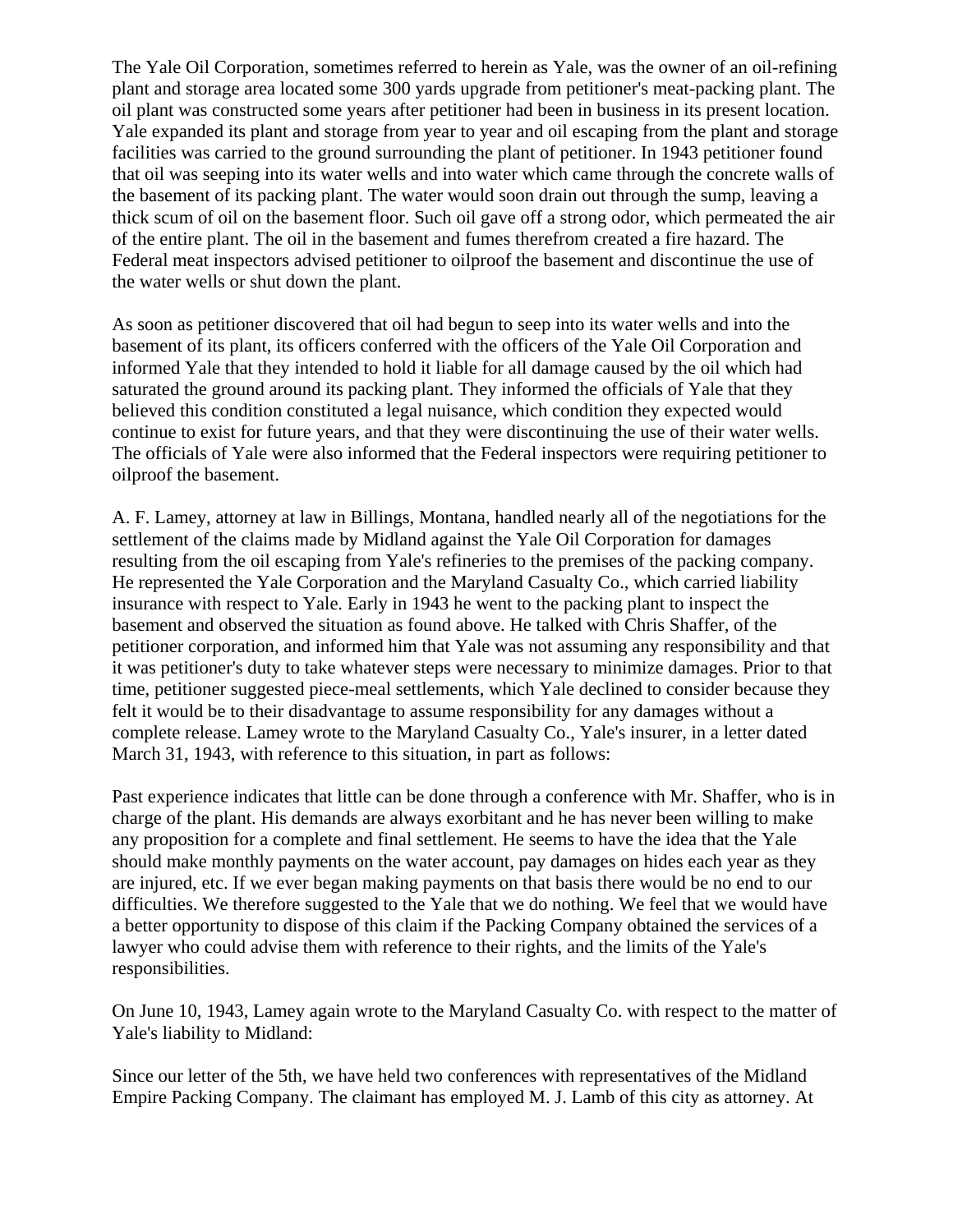The Yale Oil Corporation, sometimes referred to herein as Yale, was the owner of an oil-refining plant and storage area located some 300 yards upgrade from petitioner's meat-packing plant. The oil plant was constructed some years after petitioner had been in business in its present location. Yale expanded its plant and storage from year to year and oil escaping from the plant and storage facilities was carried to the ground surrounding the plant of petitioner. In 1943 petitioner found that oil was seeping into its water wells and into water which came through the concrete walls of the basement of its packing plant. The water would soon drain out through the sump, leaving a thick scum of oil on the basement floor. Such oil gave off a strong odor, which permeated the air of the entire plant. The oil in the basement and fumes therefrom created a fire hazard. The Federal meat inspectors advised petitioner to oilproof the basement and discontinue the use of the water wells or shut down the plant.

As soon as petitioner discovered that oil had begun to seep into its water wells and into the basement of its plant, its officers conferred with the officers of the Yale Oil Corporation and informed Yale that they intended to hold it liable for all damage caused by the oil which had saturated the ground around its packing plant. They informed the officials of Yale that they believed this condition constituted a legal nuisance, which condition they expected would continue to exist for future years, and that they were discontinuing the use of their water wells. The officials of Yale were also informed that the Federal inspectors were requiring petitioner to oilproof the basement.

A. F. Lamey, attorney at law in Billings, Montana, handled nearly all of the negotiations for the settlement of the claims made by Midland against the Yale Oil Corporation for damages resulting from the oil escaping from Yale's refineries to the premises of the packing company. He represented the Yale Corporation and the Maryland Casualty Co., which carried liability insurance with respect to Yale. Early in 1943 he went to the packing plant to inspect the basement and observed the situation as found above. He talked with Chris Shaffer, of the petitioner corporation, and informed him that Yale was not assuming any responsibility and that it was petitioner's duty to take whatever steps were necessary to minimize damages. Prior to that time, petitioner suggested piece-meal settlements, which Yale declined to consider because they felt it would be to their disadvantage to assume responsibility for any damages without a complete release. Lamey wrote to the Maryland Casualty Co., Yale's insurer, in a letter dated March 31, 1943, with reference to this situation, in part as follows:

Past experience indicates that little can be done through a conference with Mr. Shaffer, who is in charge of the plant. His demands are always exorbitant and he has never been willing to make any proposition for a complete and final settlement. He seems to have the idea that the Yale should make monthly payments on the water account, pay damages on hides each year as they are injured, etc. If we ever began making payments on that basis there would be no end to our difficulties. We therefore suggested to the Yale that we do nothing. We feel that we would have a better opportunity to dispose of this claim if the Packing Company obtained the services of a lawyer who could advise them with reference to their rights, and the limits of the Yale's responsibilities.

On June 10, 1943, Lamey again wrote to the Maryland Casualty Co. with respect to the matter of Yale's liability to Midland:

Since our letter of the 5th, we have held two conferences with representatives of the Midland Empire Packing Company. The claimant has employed M. J. Lamb of this city as attorney. At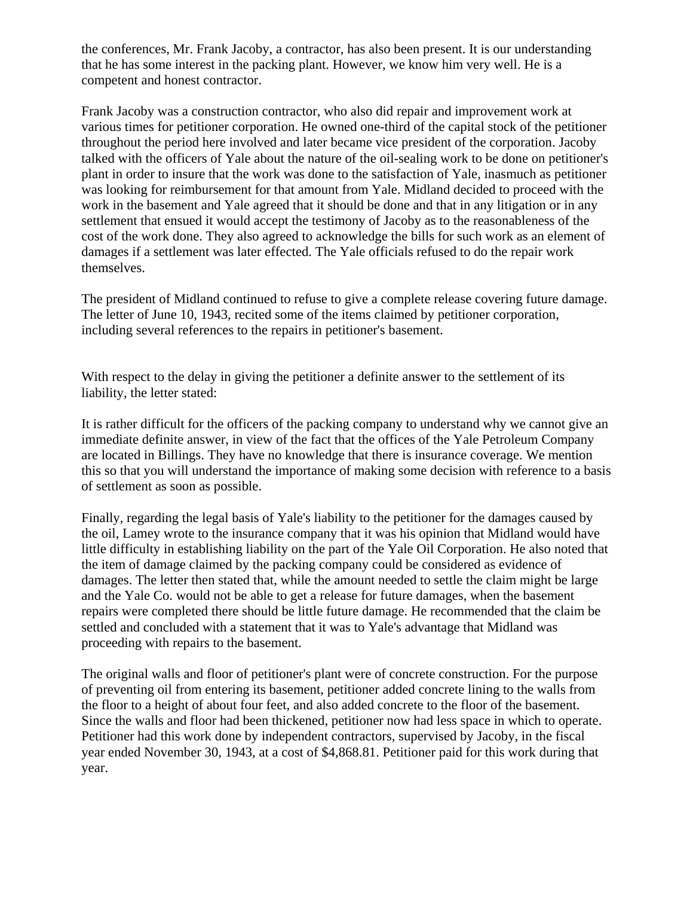the conferences, Mr. Frank Jacoby, a contractor, has also been present. It is our understanding that he has some interest in the packing plant. However, we know him very well. He is a competent and honest contractor.

Frank Jacoby was a construction contractor, who also did repair and improvement work at various times for petitioner corporation. He owned one-third of the capital stock of the petitioner throughout the period here involved and later became vice president of the corporation. Jacoby talked with the officers of Yale about the nature of the oil-sealing work to be done on petitioner's plant in order to insure that the work was done to the satisfaction of Yale, inasmuch as petitioner was looking for reimbursement for that amount from Yale. Midland decided to proceed with the work in the basement and Yale agreed that it should be done and that in any litigation or in any settlement that ensued it would accept the testimony of Jacoby as to the reasonableness of the cost of the work done. They also agreed to acknowledge the bills for such work as an element of damages if a settlement was later effected. The Yale officials refused to do the repair work themselves.

The president of Midland continued to refuse to give a complete release covering future damage. The letter of June 10, 1943, recited some of the items claimed by petitioner corporation, including several references to the repairs in petitioner's basement.

With respect to the delay in giving the petitioner a definite answer to the settlement of its liability, the letter stated:

It is rather difficult for the officers of the packing company to understand why we cannot give an immediate definite answer, in view of the fact that the offices of the Yale Petroleum Company are located in Billings. They have no knowledge that there is insurance coverage. We mention this so that you will understand the importance of making some decision with reference to a basis of settlement as soon as possible.

Finally, regarding the legal basis of Yale's liability to the petitioner for the damages caused by the oil, Lamey wrote to the insurance company that it was his opinion that Midland would have little difficulty in establishing liability on the part of the Yale Oil Corporation. He also noted that the item of damage claimed by the packing company could be considered as evidence of damages. The letter then stated that, while the amount needed to settle the claim might be large and the Yale Co. would not be able to get a release for future damages, when the basement repairs were completed there should be little future damage. He recommended that the claim be settled and concluded with a statement that it was to Yale's advantage that Midland was proceeding with repairs to the basement.

The original walls and floor of petitioner's plant were of concrete construction. For the purpose of preventing oil from entering its basement, petitioner added concrete lining to the walls from the floor to a height of about four feet, and also added concrete to the floor of the basement. Since the walls and floor had been thickened, petitioner now had less space in which to operate. Petitioner had this work done by independent contractors, supervised by Jacoby, in the fiscal year ended November 30, 1943, at a cost of $4,868.81. Petitioner paid for this work during that year.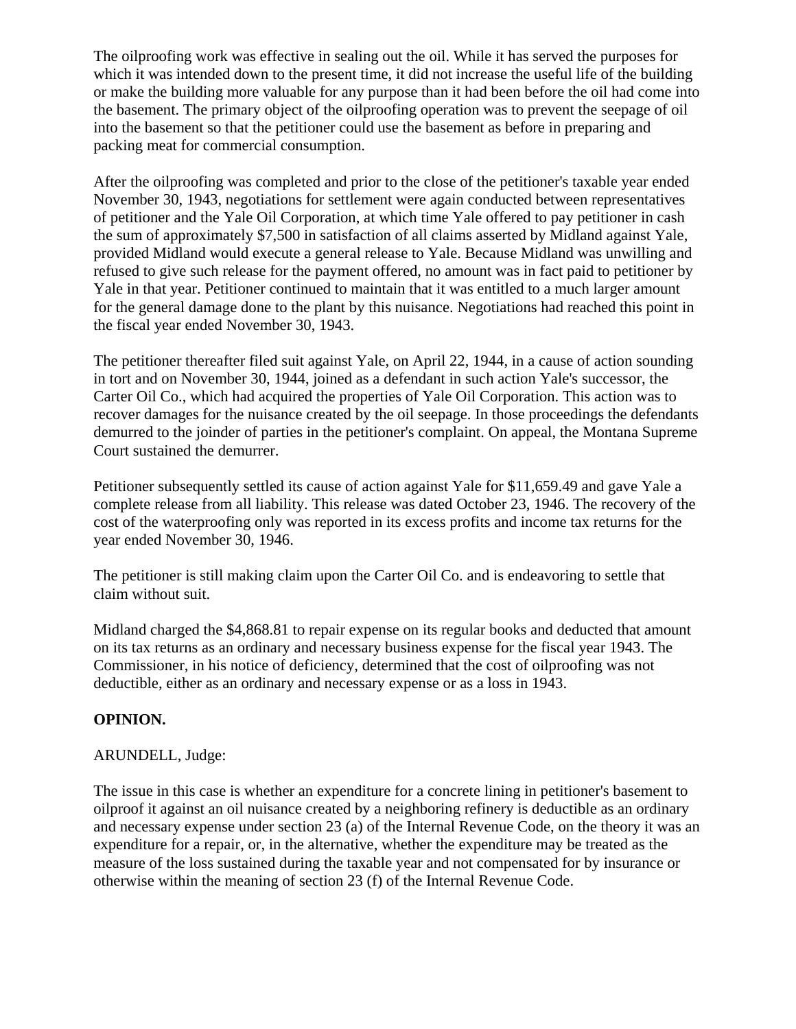The oilproofing work was effective in sealing out the oil. While it has served the purposes for which it was intended down to the present time, it did not increase the useful life of the building or make the building more valuable for any purpose than it had been before the oil had come into the basement. The primary object of the oilproofing operation was to prevent the seepage of oil into the basement so that the petitioner could use the basement as before in preparing and packing meat for commercial consumption.

After the oilproofing was completed and prior to the close of the petitioner's taxable year ended November 30, 1943, negotiations for settlement were again conducted between representatives of petitioner and the Yale Oil Corporation, at which time Yale offered to pay petitioner in cash the sum of approximately $7,500 in satisfaction of all claims asserted by Midland against Yale, provided Midland would execute a general release to Yale. Because Midland was unwilling and refused to give such release for the payment offered, no amount was in fact paid to petitioner by Yale in that year. Petitioner continued to maintain that it was entitled to a much larger amount for the general damage done to the plant by this nuisance. Negotiations had reached this point in the fiscal year ended November 30, 1943.

The petitioner thereafter filed suit against Yale, on April 22, 1944, in a cause of action sounding in tort and on November 30, 1944, joined as a defendant in such action Yale's successor, the Carter Oil Co., which had acquired the properties of Yale Oil Corporation. This action was to recover damages for the nuisance created by the oil seepage. In those proceedings the defendants demurred to the joinder of parties in the petitioner's complaint. On appeal, the Montana Supreme Court sustained the demurrer.

Petitioner subsequently settled its cause of action against Yale for $11,659.49 and gave Yale a complete release from all liability. This release was dated October 23, 1946. The recovery of the cost of the waterproofing only was reported in its excess profits and income tax returns for the year ended November 30, 1946.

The petitioner is still making claim upon the Carter Oil Co. and is endeavoring to settle that claim without suit.

Midland charged the $4,868.81 to repair expense on its regular books and deducted that amount on its tax returns as an ordinary and necessary business expense for the fiscal year 1943. The Commissioner, in his notice of deficiency, determined that the cost of oilproofing was not deductible, either as an ordinary and necessary expense or as a loss in 1943.

**OPINION.**

ARUNDELL, Judge:

The issue in this case is whether an expenditure for a concrete lining in petitioner's basement to oilproof it against an oil nuisance created by a neighboring refinery is deductible as an ordinary and necessary expense under section 23 (a) of the Internal Revenue Code, on the theory it was an expenditure for a repair, or, in the alternative, whether the expenditure may be treated as the measure of the loss sustained during the taxable year and not compensated for by insurance or otherwise within the meaning of section 23 (f) of the Internal Revenue Code.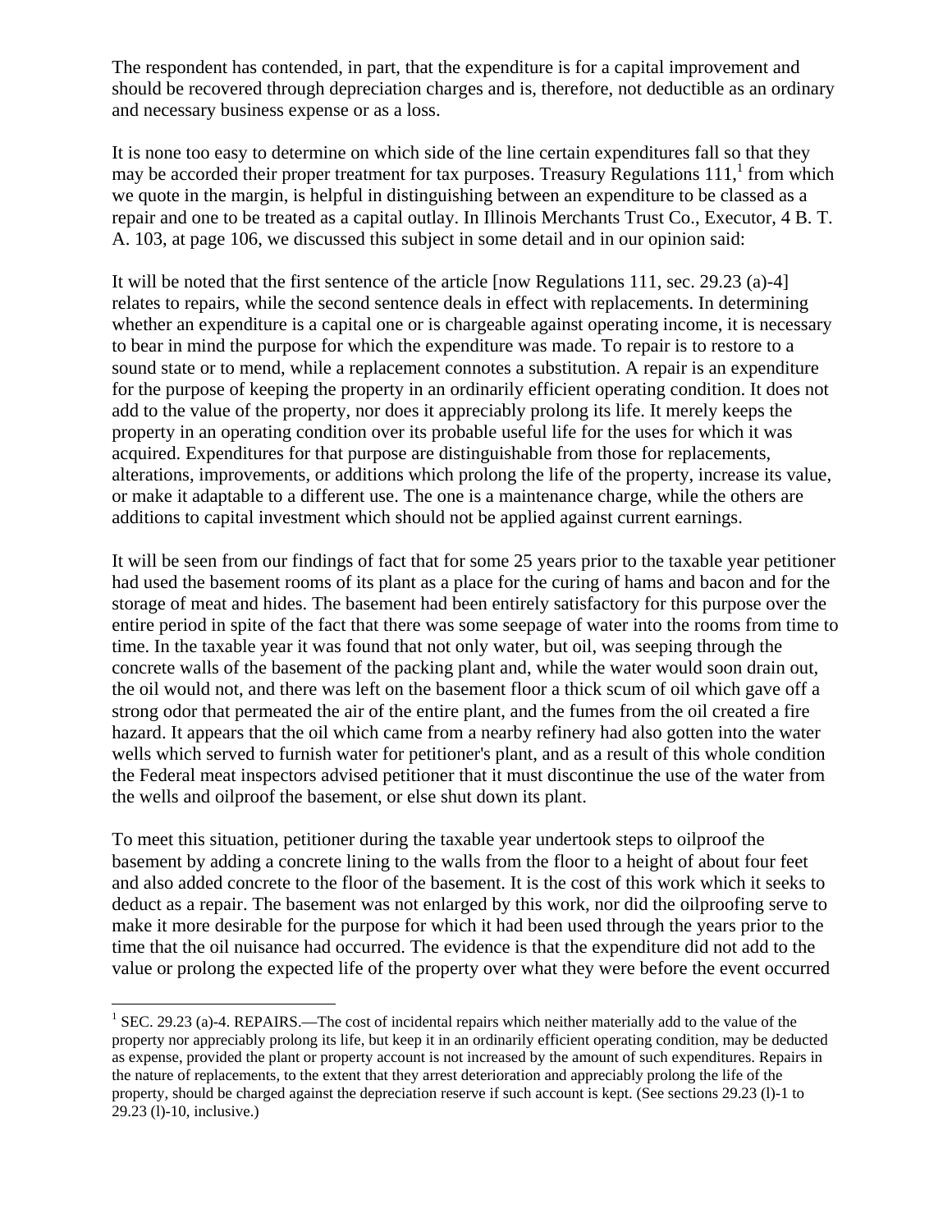The respondent has contended, in part, that the expenditure is for a capital improvement and should be recovered through depreciation charges and is, therefore, not deductible as an ordinary and necessary business expense or as a loss.

It is none too easy to determine on which side of the line certain expenditures fall so that they may be accorded their proper treatment for tax purposes. Treasury Regulations 111,[1] from which we quote in the margin, is helpful in distinguishing between an expenditure to be classed as a repair and one to be treated as a capital outlay. In Illinois Merchants Trust Co., Executor, 4 B. T. A. 103, at page 106, we discussed this subject in some detail and in our opinion said:

It will be noted that the first sentence of the article [now Regulations 111, sec. 29.23 (a)-4] relates to repairs, while the second sentence deals in effect with replacements. In determining whether an expenditure is a capital one or is chargeable against operating income, it is necessary to bear in mind the purpose for which the expenditure was made. To repair is to restore to a sound state or to mend, while a replacement connotes a substitution. A repair is an expenditure for the purpose of keeping the property in an ordinarily efficient operating condition. It does not add to the value of the property, nor does it appreciably prolong its life. It merely keeps the property in an operating condition over its probable useful life for the uses for which it was acquired. Expenditures for that purpose are distinguishable from those for replacements, alterations, improvements, or additions which prolong the life of the property, increase its value, or make it adaptable to a different use. The one is a maintenance charge, while the others are additions to capital investment which should not be applied against current earnings.

It will be seen from our findings of fact that for some 25 years prior to the taxable year petitioner had used the basement rooms of its plant as a place for the curing of hams and bacon and for the storage of meat and hides. The basement had been entirely satisfactory for this purpose over the entire period in spite of the fact that there was some seepage of water into the rooms from time to time. In the taxable year it was found that not only water, but oil, was seeping through the concrete walls of the basement of the packing plant and, while the water would soon drain out, the oil would not, and there was left on the basement floor a thick scum of oil which gave off a strong odor that permeated the air of the entire plant, and the fumes from the oil created a fire hazard. It appears that the oil which came from a nearby refinery had also gotten into the water wells which served to furnish water for petitioner's plant, and as a result of this whole condition the Federal meat inspectors advised petitioner that it must discontinue the use of the water from the wells and oilproof the basement, or else shut down its plant.

To meet this situation, petitioner during the taxable year undertook steps to oilproof the basement by adding a concrete lining to the walls from the floor to a height of about four feet and also added concrete to the floor of the basement. It is the cost of this work which it seeks to deduct as a repair. The basement was not enlarged by this work, nor did the oilproofing serve to make it more desirable for the purpose for which it had been used through the years prior to the time that the oil nuisance had occurred. The evidence is that the expenditure did not add to the value or prolong the expected life of the property over what they were before the event occurred

---

[1] SEC. 29.23 (a)-4. REPAIRS.—The cost of incidental repairs which neither materially add to the value of the property nor appreciably prolong its life, but keep it in an ordinarily efficient operating condition, may be deducted as expense, provided the plant or property account is not increased by the amount of such expenditures. Repairs in the nature of replacements, to the extent that they arrest deterioration and appreciably prolong the life of the property, should be charged against the depreciation reserve if such account is kept. (See sections 29.23 (l)-1 to 29.23 (l)-10, inclusive.)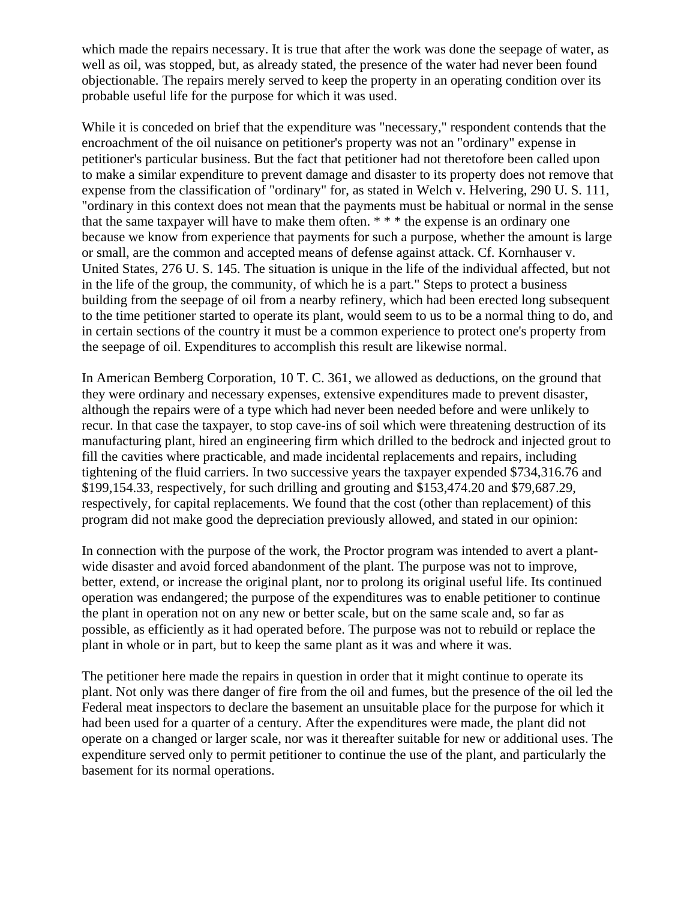which made the repairs necessary. It is true that after the work was done the seepage of water, as well as oil, was stopped, but, as already stated, the presence of the water had never been found objectionable. The repairs merely served to keep the property in an operating condition over its probable useful life for the purpose for which it was used.

While it is conceded on brief that the expenditure was "necessary," respondent contends that the encroachment of the oil nuisance on petitioner's property was not an "ordinary" expense in petitioner's particular business. But the fact that petitioner had not theretofore been called upon to make a similar expenditure to prevent damage and disaster to its property does not remove that expense from the classification of "ordinary" for, as stated in Welch v. Helvering, 290 U. S. 111, "ordinary in this context does not mean that the payments must be habitual or normal in the sense that the same taxpayer will have to make them often. * * * the expense is an ordinary one because we know from experience that payments for such a purpose, whether the amount is large or small, are the common and accepted means of defense against attack. Cf. Kornhauser v. United States, 276 U. S. 145. The situation is unique in the life of the individual affected, but not in the life of the group, the community, of which he is a part." Steps to protect a business building from the seepage of oil from a nearby refinery, which had been erected long subsequent to the time petitioner started to operate its plant, would seem to us to be a normal thing to do, and in certain sections of the country it must be a common experience to protect one's property from the seepage of oil. Expenditures to accomplish this result are likewise normal.

In American Bemberg Corporation, 10 T. C. 361, we allowed as deductions, on the ground that they were ordinary and necessary expenses, extensive expenditures made to prevent disaster, although the repairs were of a type which had never been needed before and were unlikely to recur. In that case the taxpayer, to stop cave-ins of soil which were threatening destruction of its manufacturing plant, hired an engineering firm which drilled to the bedrock and injected grout to fill the cavities where practicable, and made incidental replacements and repairs, including tightening of the fluid carriers. In two successive years the taxpayer expended $734,316.76 and $199,154.33, respectively, for such drilling and grouting and $153,474.20 and $79,687.29, respectively, for capital replacements. We found that the cost (other than replacement) of this program did not make good the depreciation previously allowed, and stated in our opinion:

In connection with the purpose of the work, the Proctor program was intended to avert a plant-wide disaster and avoid forced abandonment of the plant. The purpose was not to improve, better, extend, or increase the original plant, nor to prolong its original useful life. Its continued operation was endangered; the purpose of the expenditures was to enable petitioner to continue the plant in operation not on any new or better scale, but on the same scale and, so far as possible, as efficiently as it had operated before. The purpose was not to rebuild or replace the plant in whole or in part, but to keep the same plant as it was and where it was.

The petitioner here made the repairs in question in order that it might continue to operate its plant. Not only was there danger of fire from the oil and fumes, but the presence of the oil led the Federal meat inspectors to declare the basement an unsuitable place for the purpose for which it had been used for a quarter of a century. After the expenditures were made, the plant did not operate on a changed or larger scale, nor was it thereafter suitable for new or additional uses. The expenditure served only to permit petitioner to continue the use of the plant, and particularly the basement for its normal operations.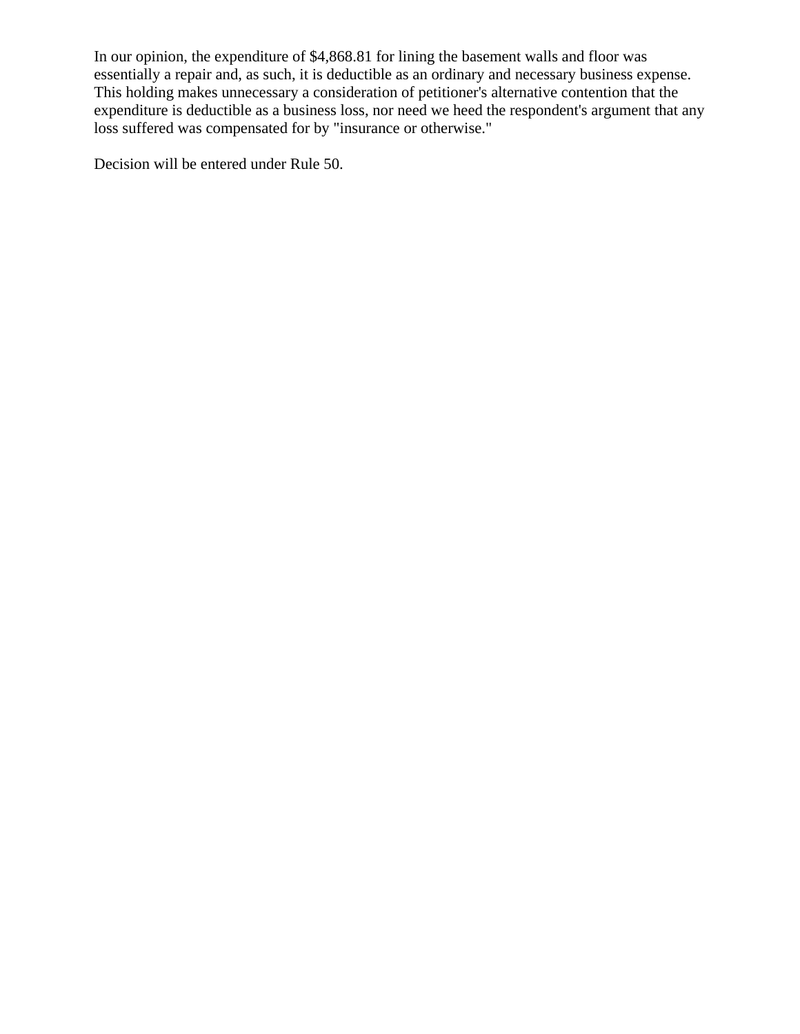In our opinion, the expenditure of $4,868.81 for lining the basement walls and floor was essentially a repair and, as such, it is deductible as an ordinary and necessary business expense. This holding makes unnecessary a consideration of petitioner's alternative contention that the expenditure is deductible as a business loss, nor need we heed the respondent's argument that any loss suffered was compensated for by "insurance or otherwise."

Decision will be entered under Rule 50.